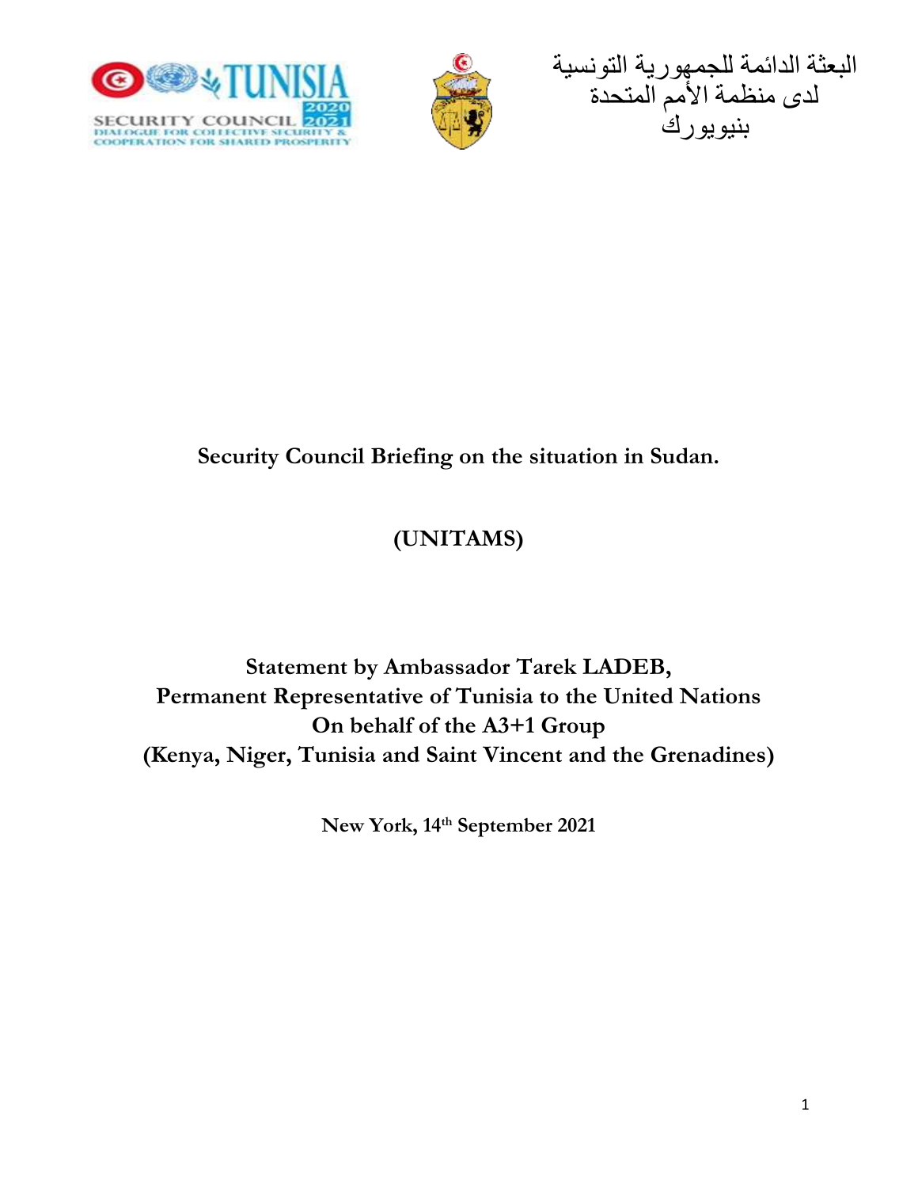البعثة الدائمة للجمهورية التونسية
لدى منظمة الأمم المتحدة
بنيويورك

**Security Council Briefing on the situation in Sudan.**

**(UNITAMS)**

**Statement by Ambassador Tarek LADEB,**
**Permanent Representative of Tunisia to the United Nations**
**On behalf of the A3+1 Group**
**(Kenya, Niger, Tunisia and Saint Vincent and the Grenadines)**

**New York, 14th September 2021**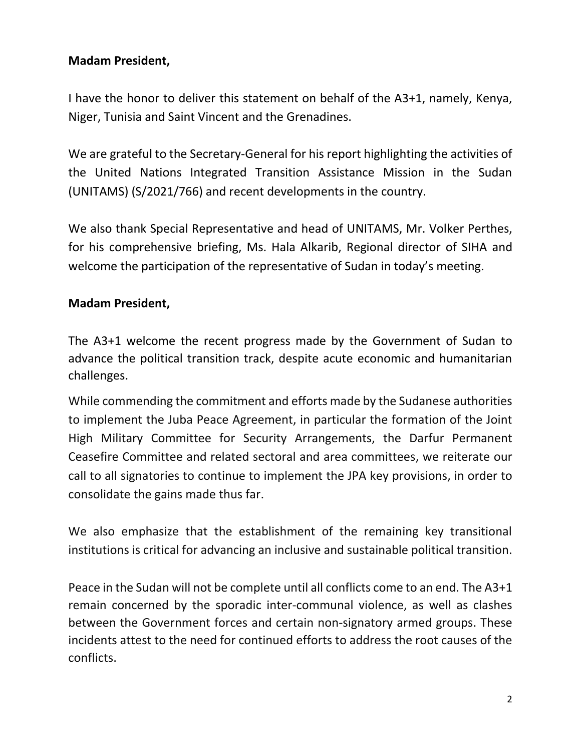**Madam President,**

I have the honor to deliver this statement on behalf of the A3+1, namely, Kenya, Niger, Tunisia and Saint Vincent and the Grenadines.

We are grateful to the Secretary-General for his report highlighting the activities of the United Nations Integrated Transition Assistance Mission in the Sudan (UNITAMS) (S/2021/766) and recent developments in the country.

We also thank Special Representative and head of UNITAMS, Mr. Volker Perthes, for his comprehensive briefing, Ms. Hala Alkarib, Regional director of SIHA and welcome the participation of the representative of Sudan in today's meeting.

**Madam President,**

The A3+1 welcome the recent progress made by the Government of Sudan to advance the political transition track, despite acute economic and humanitarian challenges.

While commending the commitment and efforts made by the Sudanese authorities to implement the Juba Peace Agreement, in particular the formation of the Joint High Military Committee for Security Arrangements, the Darfur Permanent Ceasefire Committee and related sectoral and area committees, we reiterate our call to all signatories to continue to implement the JPA key provisions, in order to consolidate the gains made thus far.

We also emphasize that the establishment of the remaining key transitional institutions is critical for advancing an inclusive and sustainable political transition.

Peace in the Sudan will not be complete until all conflicts come to an end. The A3+1 remain concerned by the sporadic inter-communal violence, as well as clashes between the Government forces and certain non-signatory armed groups. These incidents attest to the need for continued efforts to address the root causes of the conflicts.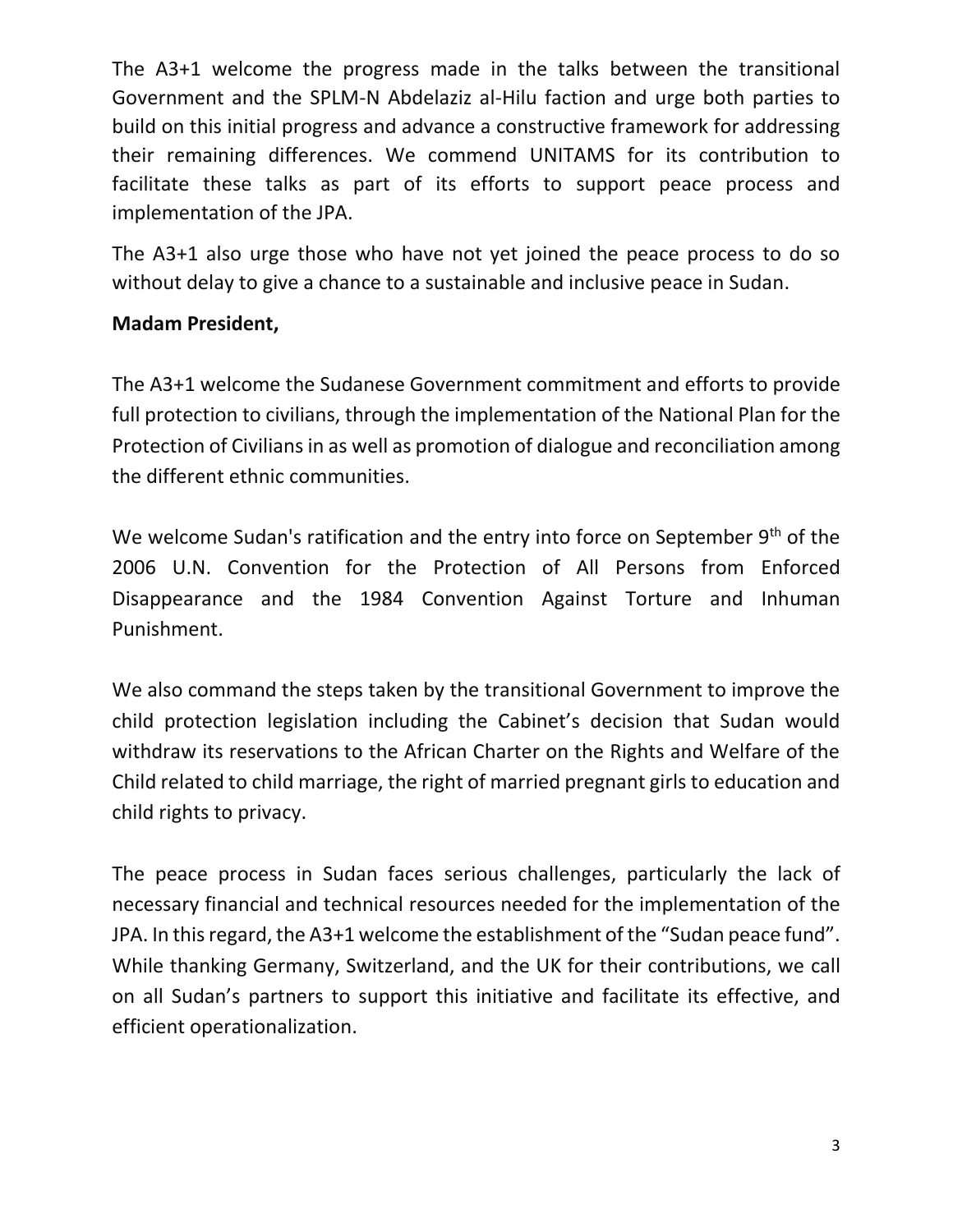The A3+1 welcome the progress made in the talks between the transitional Government and the SPLM-N Abdelaziz al-Hilu faction and urge both parties to build on this initial progress and advance a constructive framework for addressing their remaining differences. We commend UNITAMS for its contribution to facilitate these talks as part of its efforts to support peace process and implementation of the JPA.

The A3+1 also urge those who have not yet joined the peace process to do so without delay to give a chance to a sustainable and inclusive peace in Sudan.

**Madam President,**

The A3+1 welcome the Sudanese Government commitment and efforts to provide full protection to civilians, through the implementation of the National Plan for the Protection of Civilians in as well as promotion of dialogue and reconciliation among the different ethnic communities.

We welcome Sudan's ratification and the entry into force on September 9th of the 2006 U.N. Convention for the Protection of All Persons from Enforced Disappearance and the 1984 Convention Against Torture and Inhuman Punishment.

We also command the steps taken by the transitional Government to improve the child protection legislation including the Cabinet's decision that Sudan would withdraw its reservations to the African Charter on the Rights and Welfare of the Child related to child marriage, the right of married pregnant girls to education and child rights to privacy.

The peace process in Sudan faces serious challenges, particularly the lack of necessary financial and technical resources needed for the implementation of the JPA. In this regard, the A3+1 welcome the establishment of the "Sudan peace fund". While thanking Germany, Switzerland, and the UK for their contributions, we call on all Sudan's partners to support this initiative and facilitate its effective, and efficient operationalization.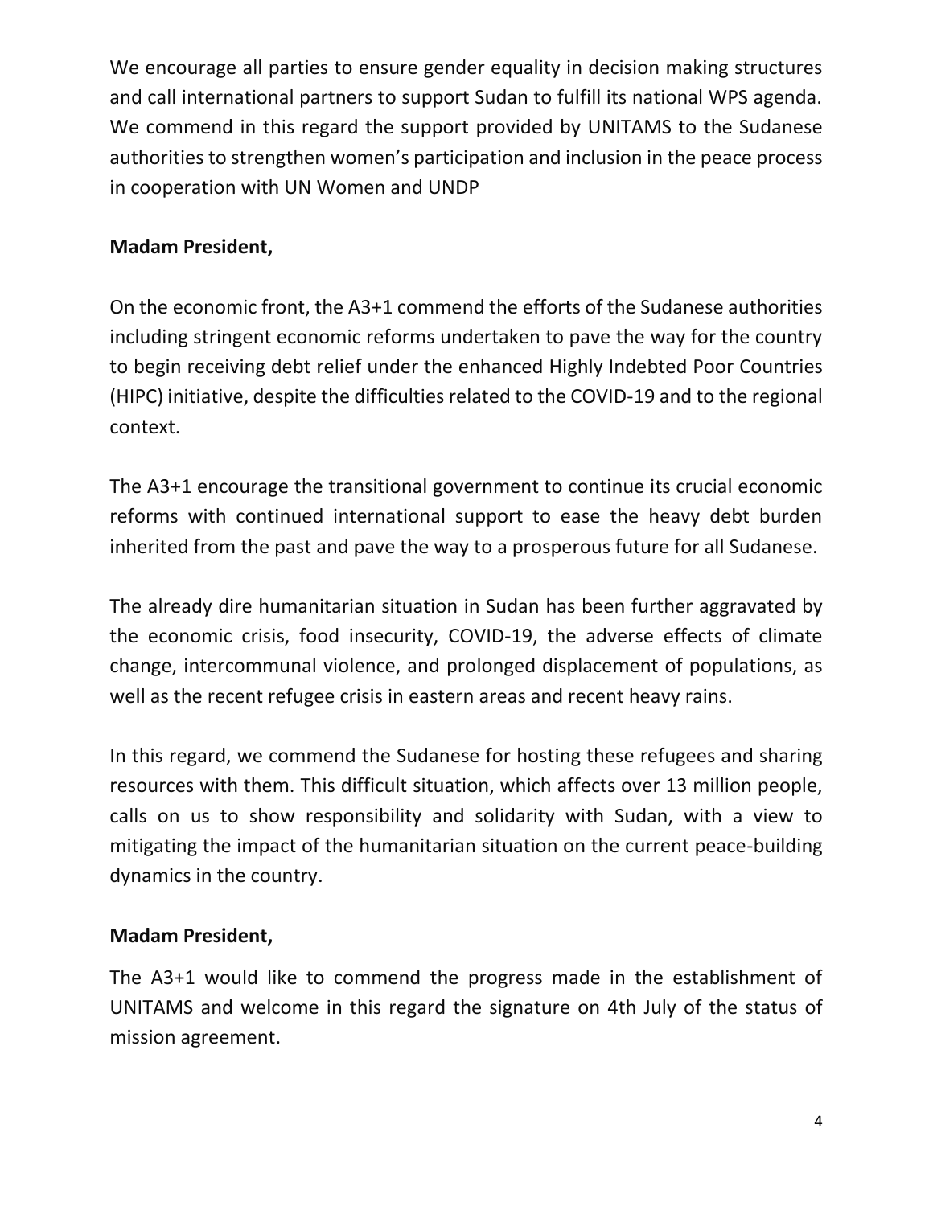We encourage all parties to ensure gender equality in decision making structures and call international partners to support Sudan to fulfill its national WPS agenda. We commend in this regard the support provided by UNITAMS to the Sudanese authorities to strengthen women's participation and inclusion in the peace process in cooperation with UN Women and UNDP

**Madam President,**

On the economic front, the A3+1 commend the efforts of the Sudanese authorities including stringent economic reforms undertaken to pave the way for the country to begin receiving debt relief under the enhanced Highly Indebted Poor Countries (HIPC) initiative, despite the difficulties related to the COVID-19 and to the regional context.

The A3+1 encourage the transitional government to continue its crucial economic reforms with continued international support to ease the heavy debt burden inherited from the past and pave the way to a prosperous future for all Sudanese.

The already dire humanitarian situation in Sudan has been further aggravated by the economic crisis, food insecurity, COVID-19, the adverse effects of climate change, intercommunal violence, and prolonged displacement of populations, as well as the recent refugee crisis in eastern areas and recent heavy rains.

In this regard, we commend the Sudanese for hosting these refugees and sharing resources with them. This difficult situation, which affects over 13 million people, calls on us to show responsibility and solidarity with Sudan, with a view to mitigating the impact of the humanitarian situation on the current peace-building dynamics in the country.

**Madam President,**

The A3+1 would like to commend the progress made in the establishment of UNITAMS and welcome in this regard the signature on 4th July of the status of mission agreement.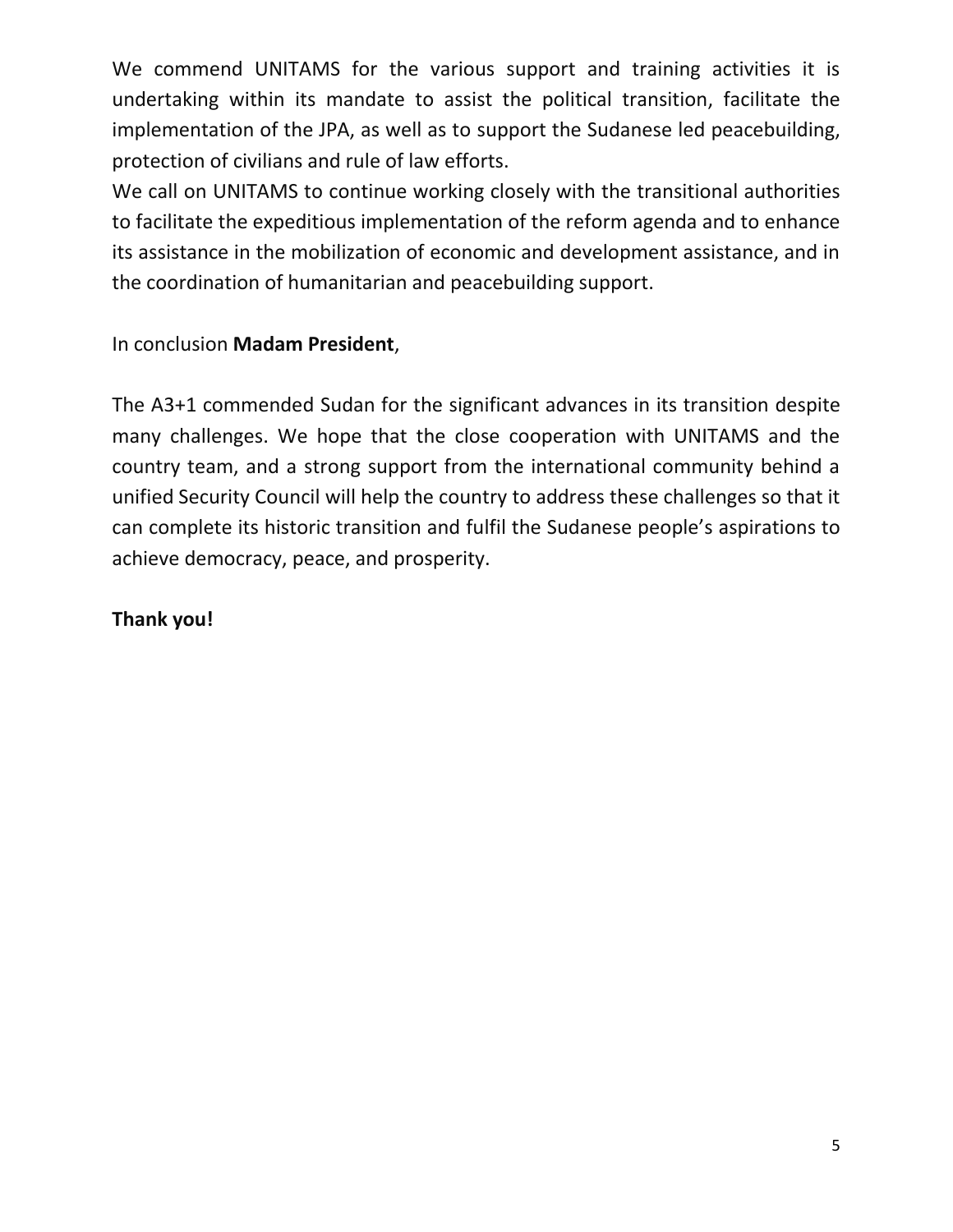We commend UNITAMS for the various support and training activities it is undertaking within its mandate to assist the political transition, facilitate the implementation of the JPA, as well as to support the Sudanese led peacebuilding, protection of civilians and rule of law efforts.
We call on UNITAMS to continue working closely with the transitional authorities to facilitate the expeditious implementation of the reform agenda and to enhance its assistance in the mobilization of economic and development assistance, and in the coordination of humanitarian and peacebuilding support.

In conclusion **Madam President**,

The A3+1 commended Sudan for the significant advances in its transition despite many challenges. We hope that the close cooperation with UNITAMS and the country team, and a strong support from the international community behind a unified Security Council will help the country to address these challenges so that it can complete its historic transition and fulfil the Sudanese people's aspirations to achieve democracy, peace, and prosperity.

**Thank you!**